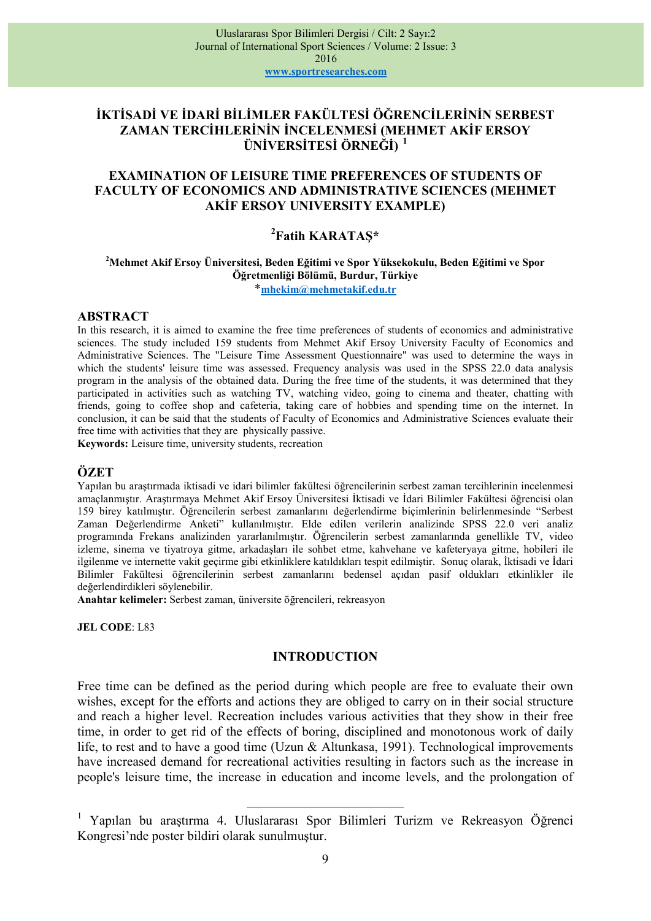# İKTİSADİ VE İDARİ BİLİMLER FAKÜLTESİ ÖĞRENCİLERİNİN SERBEST ZAMAN TERCİHLERİNİN İNCELENMESİ (MEHMET AKİF ERSOY ÜNİVERSİTESİ ÖRNEĞİ) [1]

# EXAMINATION OF LEISURE TIME PREFERENCES OF STUDENTS OF FACULTY OF ECONOMICS AND ADMINISTRATIVE SCIENCES (MEHMET AKİF ERSOY UNIVERSITY EXAMPLE)

**[2]Fatih KARATAŞ***

**[2]Mehmet Akif Ersoy Üniversitesi, Beden Eğitimi ve Spor Yüksekokulu, Beden Eğitimi ve Spor Öğretmenliği Bölümü, Burdur, Türkiye**

*mhekim@mehmetakif.edu.tr

## ABSTRACT

In this research, it is aimed to examine the free time preferences of students of economics and administrative sciences. The study included 159 students from Mehmet Akif Ersoy University Faculty of Economics and Administrative Sciences. The "Leisure Time Assessment Questionnaire" was used to determine the ways in which the students' leisure time was assessed. Frequency analysis was used in the SPSS 22.0 data analysis program in the analysis of the obtained data. During the free time of the students, it was determined that they participated in activities such as watching TV, watching video, going to cinema and theater, chatting with friends, going to coffee shop and cafeteria, taking care of hobbies and spending time on the internet. In conclusion, it can be said that the students of Faculty of Economics and Administrative Sciences evaluate their free time with activities that they are physically passive.

**Keywords:** Leisure time, university students, recreation

## ÖZET

Yapılan bu araştırmada iktisadi ve idari bilimler fakültesi öğrencilerinin serbest zaman tercihlerinin incelenmesi amaçlanmıştır. Araştırmaya Mehmet Akif Ersoy Üniversitesi İktisadi ve İdari Bilimler Fakültesi öğrencisi olan 159 birey katılmıştır. Öğrencilerin serbest zamanlarını değerlendirme biçimlerinin belirlenmesinde "Serbest Zaman Değerlendirme Anketi" kullanılmıştır. Elde edilen verilerin analizinde SPSS 22.0 veri analiz programında Frekans analizinden yararlanılmıştır. Öğrencilerin serbest zamanlarında genellikle TV, video izleme, sinema ve tiyatroya gitme, arkadaşları ile sohbet etme, kahvehane ve kafeteryaya gitme, hobileri ile ilgilenme ve internette vakit geçirme gibi etkinliklere katıldıkları tespit edilmiştir. Sonuç olarak, İktisadi ve İdari Bilimler Fakültesi öğrencilerinin serbest zamanlarını bedensel açıdan pasif oldukları etkinlikler ile değerlendirdikleri söylenebilir.

**Anahtar kelimeler:** Serbest zaman, üniversite öğrencileri, rekreasyon

**JEL CODE**: L83

## INTRODUCTION

Free time can be defined as the period during which people are free to evaluate their own wishes, except for the efforts and actions they are obliged to carry on in their social structure and reach a higher level. Recreation includes various activities that they show in their free time, in order to get rid of the effects of boring, disciplined and monotonous work of daily life, to rest and to have a good time (Uzun & Altunkasa, 1991). Technological improvements have increased demand for recreational activities resulting in factors such as the increase in people's leisure time, the increase in education and income levels, and the prolongation of

[1] Yapılan bu araştırma 4. Uluslararası Spor Bilimleri Turizm ve Rekreasyon Öğrenci Kongresi'nde poster bildiri olarak sunulmuştur.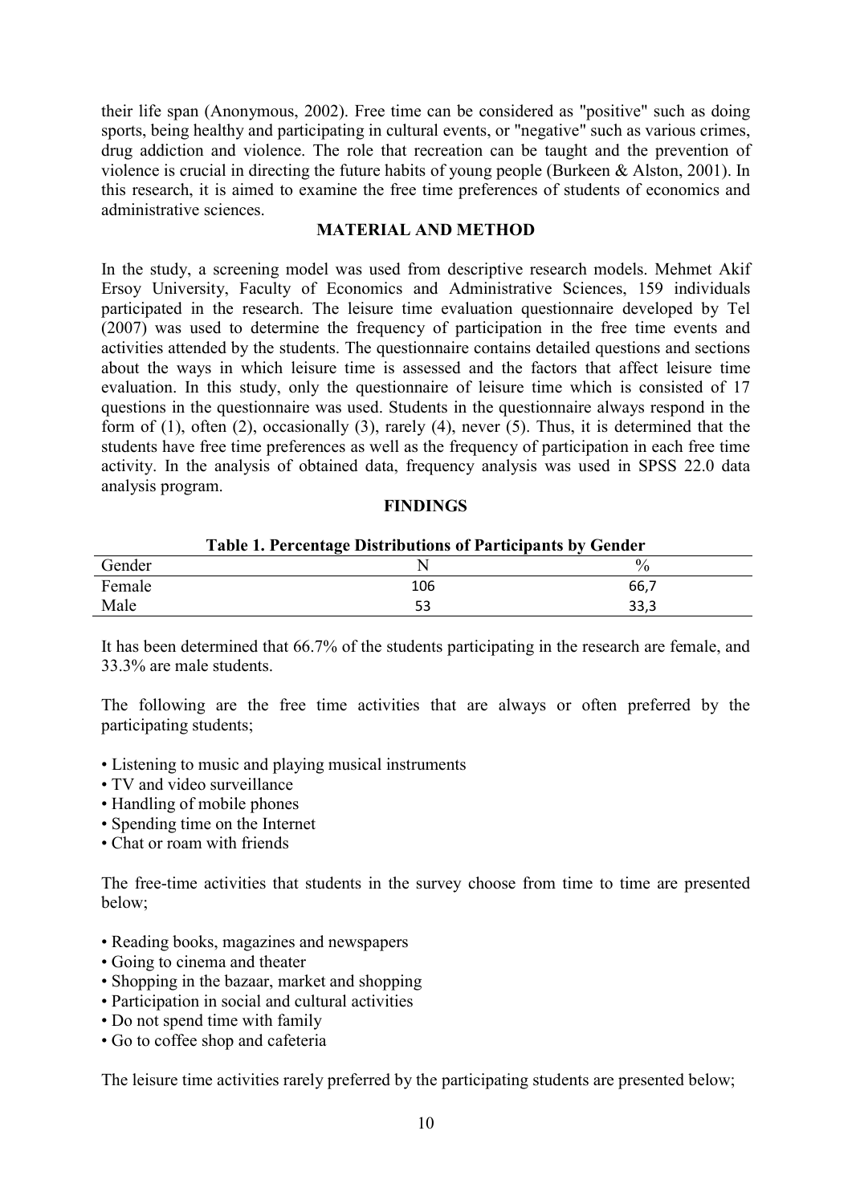their life span (Anonymous, 2002). Free time can be considered as "positive" such as doing sports, being healthy and participating in cultural events, or "negative" such as various crimes, drug addiction and violence. The role that recreation can be taught and the prevention of violence is crucial in directing the future habits of young people (Burkeen & Alston, 2001). In this research, it is aimed to examine the free time preferences of students of economics and administrative sciences.

## MATERIAL AND METHOD

In the study, a screening model was used from descriptive research models. Mehmet Akif Ersoy University, Faculty of Economics and Administrative Sciences, 159 individuals participated in the research. The leisure time evaluation questionnaire developed by Tel (2007) was used to determine the frequency of participation in the free time events and activities attended by the students. The questionnaire contains detailed questions and sections about the ways in which leisure time is assessed and the factors that affect leisure time evaluation. In this study, only the questionnaire of leisure time which is consisted of 17 questions in the questionnaire was used. Students in the questionnaire always respond in the form of (1), often (2), occasionally (3), rarely (4), never (5). Thus, it is determined that the students have free time preferences as well as the frequency of participation in each free time activity. In the analysis of obtained data, frequency analysis was used in SPSS 22.0 data analysis program.

## FINDINGS

**Table 1. Percentage Distributions of Participants by Gender**

| Gender | N | % |
|---|---|---|
| Female | 106 | 66,7 |
| Male | 53 | 33,3 |

It has been determined that 66.7% of the students participating in the research are female, and 33.3% are male students.

The following are the free time activities that are always or often preferred by the participating students;

- Listening to music and playing musical instruments
- TV and video surveillance
- Handling of mobile phones
- Spending time on the Internet
- Chat or roam with friends

The free-time activities that students in the survey choose from time to time are presented below;

- Reading books, magazines and newspapers
- Going to cinema and theater
- Shopping in the bazaar, market and shopping
- Participation in social and cultural activities
- Do not spend time with family
- Go to coffee shop and cafeteria

The leisure time activities rarely preferred by the participating students are presented below;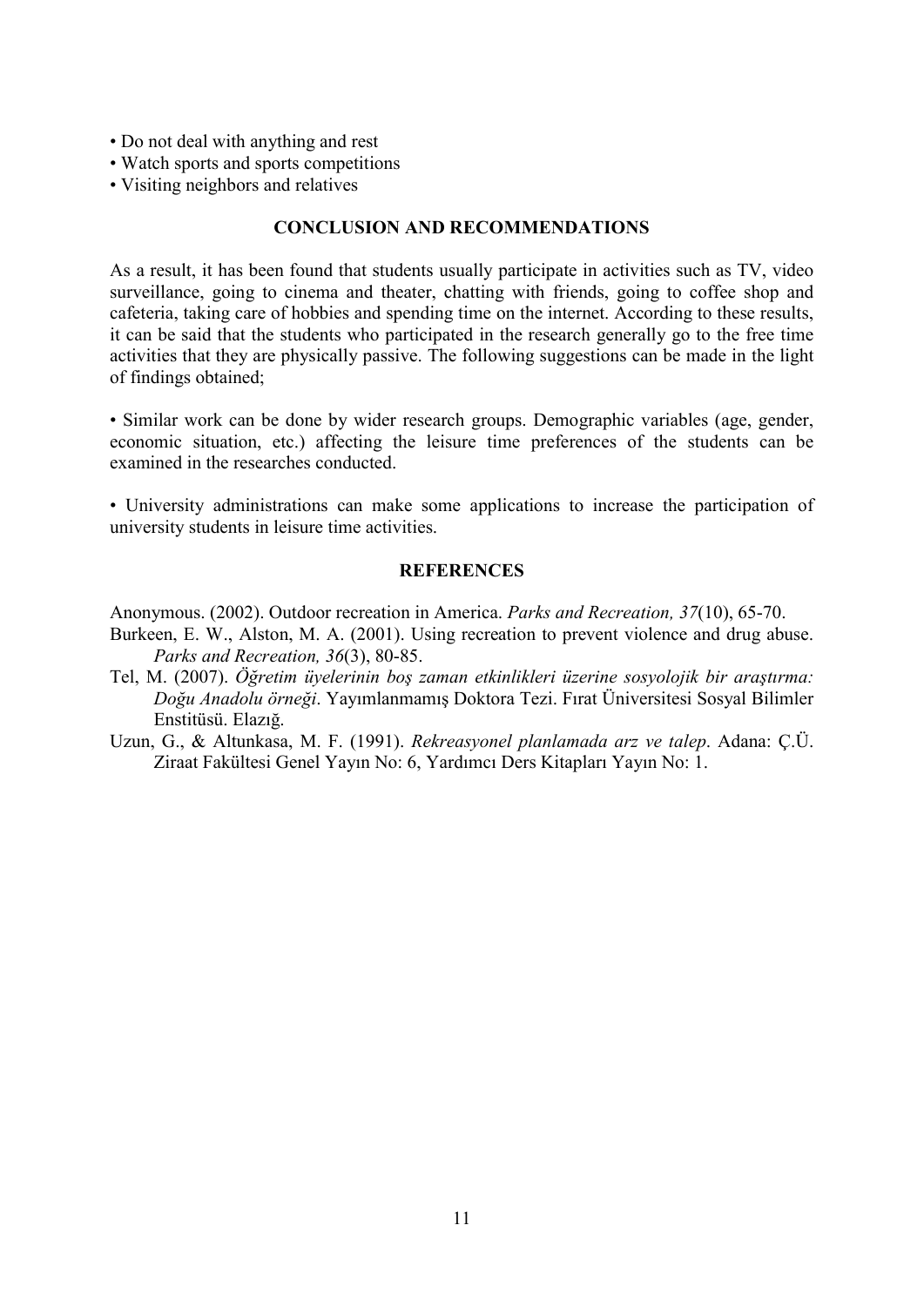- Do not deal with anything and rest
- Watch sports and sports competitions
- Visiting neighbors and relatives

## CONCLUSION AND RECOMMENDATIONS

As a result, it has been found that students usually participate in activities such as TV, video surveillance, going to cinema and theater, chatting with friends, going to coffee shop and cafeteria, taking care of hobbies and spending time on the internet. According to these results, it can be said that the students who participated in the research generally go to the free time activities that they are physically passive. The following suggestions can be made in the light of findings obtained;

- Similar work can be done by wider research groups. Demographic variables (age, gender, economic situation, etc.) affecting the leisure time preferences of the students can be examined in the researches conducted.

- University administrations can make some applications to increase the participation of university students in leisure time activities.

## REFERENCES

Anonymous. (2002). Outdoor recreation in America. *Parks and Recreation, 37*(10), 65-70.

Burkeen, E. W., Alston, M. A. (2001). Using recreation to prevent violence and drug abuse. *Parks and Recreation, 36*(3), 80-85.

Tel, M. (2007). *Öğretim üyelerinin boş zaman etkinlikleri üzerine sosyolojik bir araştırma: Doğu Anadolu örneği*. Yayımlanmamış Doktora Tezi. Fırat Üniversitesi Sosyal Bilimler Enstitüsü. Elazığ.

Uzun, G., & Altunkasa, M. F. (1991). *Rekreasyonel planlamada arz ve talep*. Adana: Ç.Ü. Ziraat Fakültesi Genel Yayın No: 6, Yardımcı Ders Kitapları Yayın No: 1.